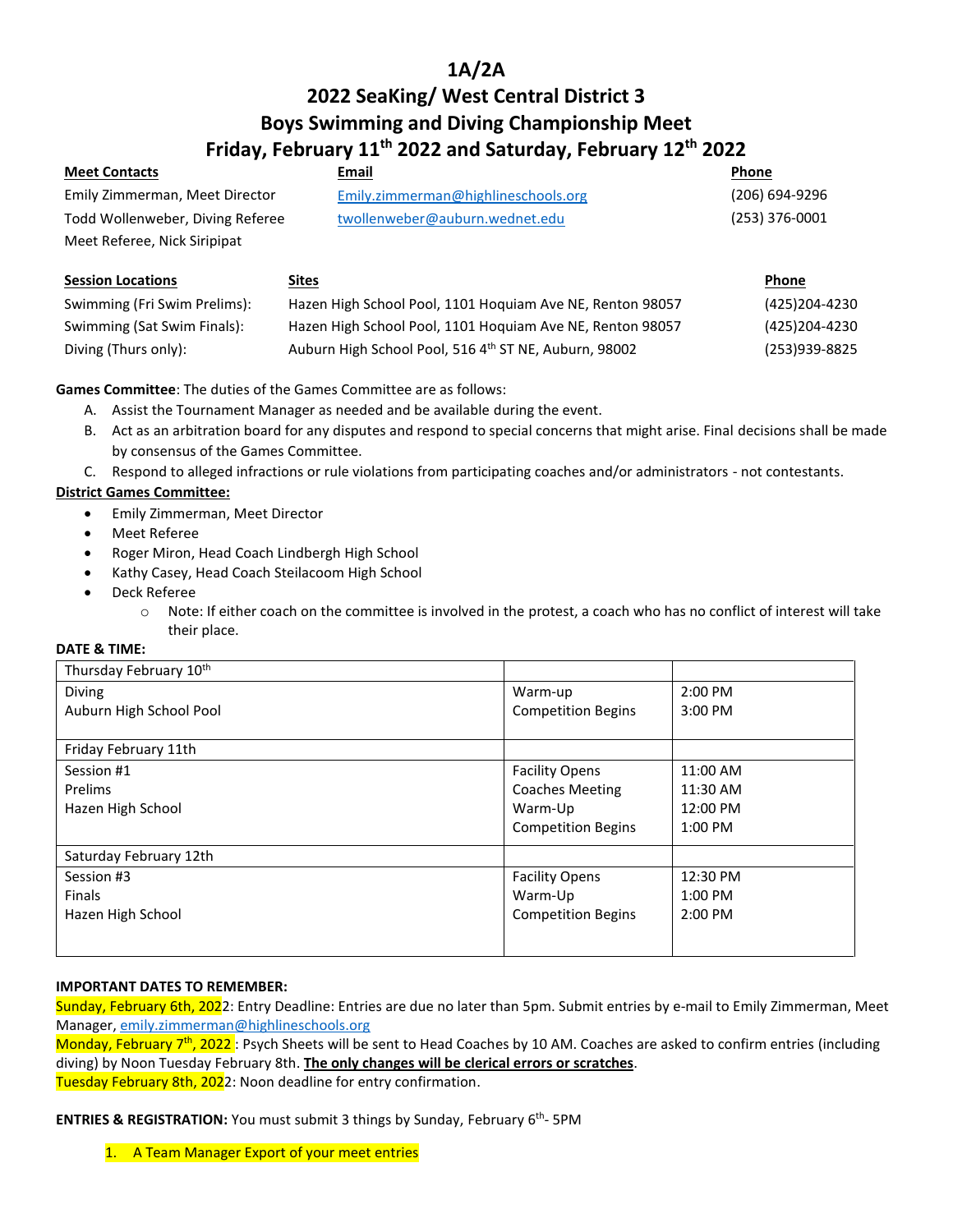# 1A/2A
# 2022 SeaKing/ West Central District 3
# Boys Swimming and Diving Championship Meet
# Friday, February 11th 2022 and Saturday, February 12th 2022

| **Meet Contacts** | **Email** | **Phone** |
|---|---|---|
| Emily Zimmerman, Meet Director | Emily.zimmerman@highlineschools.org | (206) 694-9296 |
| Todd Wollenweber, Diving Referee | twollenweber@auburn.wednet.edu | (253) 376-0001 |
| Meet Referee, Nick Siripipat | | |

| **Session Locations** | **Sites** | **Phone** |
|---|---|---|
| Swimming (Fri Swim Prelims): | Hazen High School Pool, 1101 Hoquiam Ave NE, Renton 98057 | (425)204-4230 |
| Swimming (Sat Swim Finals): | Hazen High School Pool, 1101 Hoquiam Ave NE, Renton 98057 | (425)204-4230 |
| Diving (Thurs only): | Auburn High School Pool, 516 4th ST NE, Auburn, 98002 | (253)939-8825 |

**Games Committee**: The duties of the Games Committee are as follows:

A. Assist the Tournament Manager as needed and be available during the event.
B. Act as an arbitration board for any disputes and respond to special concerns that might arise. Final decisions shall be made by consensus of the Games Committee.
C. Respond to alleged infractions or rule violations from participating coaches and/or administrators - not contestants.

**District Games Committee:**

- Emily Zimmerman, Meet Director
- Meet Referee
- Roger Miron, Head Coach Lindbergh High School
- Kathy Casey, Head Coach Steilacoom High School
- Deck Referee
  - Note: If either coach on the committee is involved in the protest, a coach who has no conflict of interest will take their place.

**DATE & TIME:**

| Thursday February 10th | | |
|---|---|---|
| Diving<br>Auburn High School Pool | Warm-up<br>Competition Begins | 2:00 PM<br>3:00 PM |
| Friday February 11th | | |
| Session #1<br>Prelims<br>Hazen High School | Facility Opens<br>Coaches Meeting<br>Warm-Up<br>Competition Begins | 11:00 AM<br>11:30 AM<br>12:00 PM<br>1:00 PM |
| Saturday February 12th | | |
| Session #3<br>Finals<br>Hazen High School | Facility Opens<br>Warm-Up<br>Competition Begins | 12:30 PM<br>1:00 PM<br>2:00 PM |

**IMPORTANT DATES TO REMEMBER:**

Sunday, February 6th, 2022: Entry Deadline: Entries are due no later than 5pm. Submit entries by e-mail to Emily Zimmerman, Meet Manager, emily.zimmerman@highlineschools.org

Monday, February 7th, 2022 : Psych Sheets will be sent to Head Coaches by 10 AM. Coaches are asked to confirm entries (including diving) by Noon Tuesday February 8th. **The only changes will be clerical errors or scratches**.

Tuesday February 8th, 2022: Noon deadline for entry confirmation.

**ENTRIES & REGISTRATION:** You must submit 3 things by Sunday, February 6th- 5PM

1. A Team Manager Export of your meet entries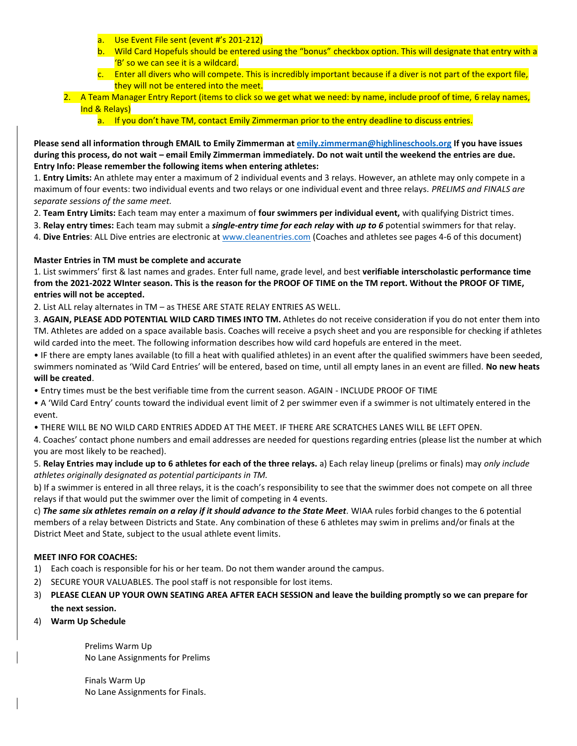a. Use Event File sent (event #'s 201-212)
   b. Wild Card Hopefuls should be entered using the "bonus" checkbox option. This will designate that entry with a 'B' so we can see it is a wildcard.
   c. Enter all divers who will compete. This is incredibly important because if a diver is not part of the export file, they will not be entered into the meet.
2. A Team Manager Entry Report (items to click so we get what we need: by name, include proof of time, 6 relay names, Ind & Relays)
   a. If you don't have TM, contact Emily Zimmerman prior to the entry deadline to discuss entries.

**Please send all information through EMAIL to Emily Zimmerman at [emily.zimmerman@highlineschools.org](mailto:emily.zimmerman@highlineschools.org) If you have issues during this process, do not wait – email Emily Zimmerman immediately. Do not wait until the weekend the entries are due.**

**Entry Info: Please remember the following items when entering athletes:**

1. **Entry Limits:** An athlete may enter a maximum of 2 individual events and 3 relays. However, an athlete may only compete in a maximum of four events: two individual events and two relays or one individual event and three relays. *PRELIMS and FINALS are separate sessions of the same meet.*
2. **Team Entry Limits:** Each team may enter a maximum of **four swimmers per individual event,** with qualifying District times.
3. **Relay entry times:** Each team may submit a ***single-entry time for each relay*** **with *up to 6*** potential swimmers for that relay.
4. **Dive Entries**: ALL Dive entries are electronic at [www.cleanentries.com](http://www.cleanentries.com) (Coaches and athletes see pages 4-6 of this document)

**Master Entries in TM must be complete and accurate**

1. List swimmers' first & last names and grades. Enter full name, grade level, and best **verifiable interscholastic performance time from the 2021-2022 WInter season. This is the reason for the PROOF OF TIME on the TM report. Without the PROOF OF TIME, entries will not be accepted.**
2. List ALL relay alternates in TM – as THESE ARE STATE RELAY ENTRIES AS WELL.
3. **AGAIN, PLEASE ADD POTENTIAL WILD CARD TIMES INTO TM.** Athletes do not receive consideration if you do not enter them into TM. Athletes are added on a space available basis. Coaches will receive a psych sheet and you are responsible for checking if athletes wild carded into the meet. The following information describes how wild card hopefuls are entered in the meet.
   - IF there are empty lanes available (to fill a heat with qualified athletes) in an event after the qualified swimmers have been seeded, swimmers nominated as 'Wild Card Entries' will be entered, based on time, until all empty lanes in an event are filled. **No new heats will be created**.
   - Entry times must be the best verifiable time from the current season. AGAIN - INCLUDE PROOF OF TIME
   - A 'Wild Card Entry' counts toward the individual event limit of 2 per swimmer even if a swimmer is not ultimately entered in the event.
   - THERE WILL BE NO WILD CARD ENTRIES ADDED AT THE MEET. IF THERE ARE SCRATCHES LANES WILL BE LEFT OPEN.
4. Coaches' contact phone numbers and email addresses are needed for questions regarding entries (please list the number at which you are most likely to be reached).
5. **Relay Entries may include up to 6 athletes for each of the three relays.** a) Each relay lineup (prelims or finals) may *only include athletes originally designated as potential participants in TM.*

   b) If a swimmer is entered in all three relays, it is the coach's responsibility to see that the swimmer does not compete on all three relays if that would put the swimmer over the limit of competing in 4 events.

   c) ***The same six athletes remain on a relay if it should advance to the State Meet***. WIAA rules forbid changes to the 6 potential members of a relay between Districts and State. Any combination of these 6 athletes may swim in prelims and/or finals at the District Meet and State, subject to the usual athlete event limits.

**MEET INFO FOR COACHES:**

1) Each coach is responsible for his or her team. Do not them wander around the campus.
2) SECURE YOUR VALUABLES. The pool staff is not responsible for lost items.
3) **PLEASE CLEAN UP YOUR OWN SEATING AREA AFTER EACH SESSION and leave the building promptly so we can prepare for the next session.**
4) **Warm Up Schedule**

   Prelims Warm Up
   No Lane Assignments for Prelims

   Finals Warm Up
   No Lane Assignments for Finals.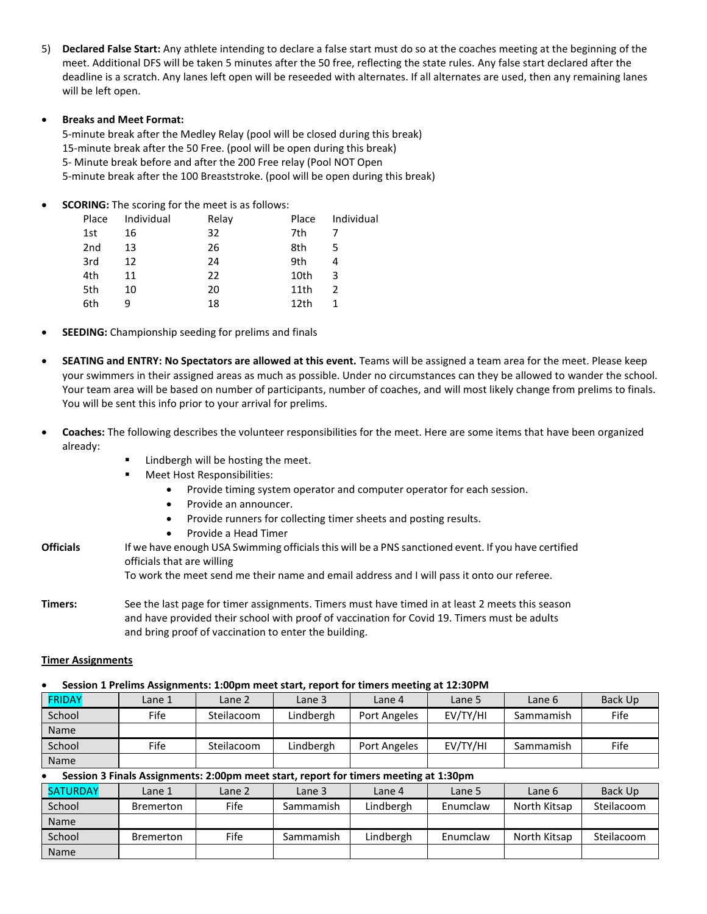5) **Declared False Start:** Any athlete intending to declare a false start must do so at the coaches meeting at the beginning of the meet. Additional DFS will be taken 5 minutes after the 50 free, reflecting the state rules. Any false start declared after the deadline is a scratch. Any lanes left open will be reseeded with alternates. If all alternates are used, then any remaining lanes will be left open.

- **Breaks and Meet Format:**
  5-minute break after the Medley Relay (pool will be closed during this break)
  15-minute break after the 50 Free. (pool will be open during this break)
  5- Minute break before and after the 200 Free relay (Pool NOT Open
  5-minute break after the 100 Breaststroke. (pool will be open during this break)

- **SCORING:** The scoring for the meet is as follows:

| Place | Individual | Relay | Place | Individual |
|---|---|---|---|---|
| 1st | 16 | 32 | 7th | 7 |
| 2nd | 13 | 26 | 8th | 5 |
| 3rd | 12 | 24 | 9th | 4 |
| 4th | 11 | 22 | 10th | 3 |
| 5th | 10 | 20 | 11th | 2 |
| 6th | 9 | 18 | 12th | 1 |

- **SEEDING:** Championship seeding for prelims and finals

- **SEATING and ENTRY: No Spectators are allowed at this event.** Teams will be assigned a team area for the meet. Please keep your swimmers in their assigned areas as much as possible. Under no circumstances can they be allowed to wander the school. Your team area will be based on number of participants, number of coaches, and will most likely change from prelims to finals. You will be sent this info prior to your arrival for prelims.

- **Coaches:** The following describes the volunteer responsibilities for the meet. Here are some items that have been organized already:
  - Lindbergh will be hosting the meet.
  - Meet Host Responsibilities:
    - Provide timing system operator and computer operator for each session.
    - Provide an announcer.
    - Provide runners for collecting timer sheets and posting results.
    - Provide a Head Timer

**Officials** If we have enough USA Swimming officials this will be a PNS sanctioned event. If you have certified officials that are willing
To work the meet send me their name and email address and I will pass it onto our referee.

**Timers:** See the last page for timer assignments. Timers must have timed in at least 2 meets this season and have provided their school with proof of vaccination for Covid 19. Timers must be adults and bring proof of vaccination to enter the building.

**Timer Assignments**

- **Session 1 Prelims Assignments: 1:00pm meet start, report for timers meeting at 12:30PM**

| FRIDAY | Lane 1 | Lane 2 | Lane 3 | Lane 4 | Lane 5 | Lane 6 | Back Up |
|---|---|---|---|---|---|---|---|
| School | Fife | Steilacoom | Lindbergh | Port Angeles | EV/TY/HI | Sammamish | Fife |
| Name | | | | | | | |
| School | Fife | Steilacoom | Lindbergh | Port Angeles | EV/TY/HI | Sammamish | Fife |
| Name | | | | | | | |

- **Session 3 Finals Assignments: 2:00pm meet start, report for timers meeting at 1:30pm**

| SATURDAY | Lane 1 | Lane 2 | Lane 3 | Lane 4 | Lane 5 | Lane 6 | Back Up |
|---|---|---|---|---|---|---|---|
| School | Bremerton | Fife | Sammamish | Lindbergh | Enumclaw | North Kitsap | Steilacoom |
| Name | | | | | | | |
| School | Bremerton | Fife | Sammamish | Lindbergh | Enumclaw | North Kitsap | Steilacoom |
| Name | | | | | | | |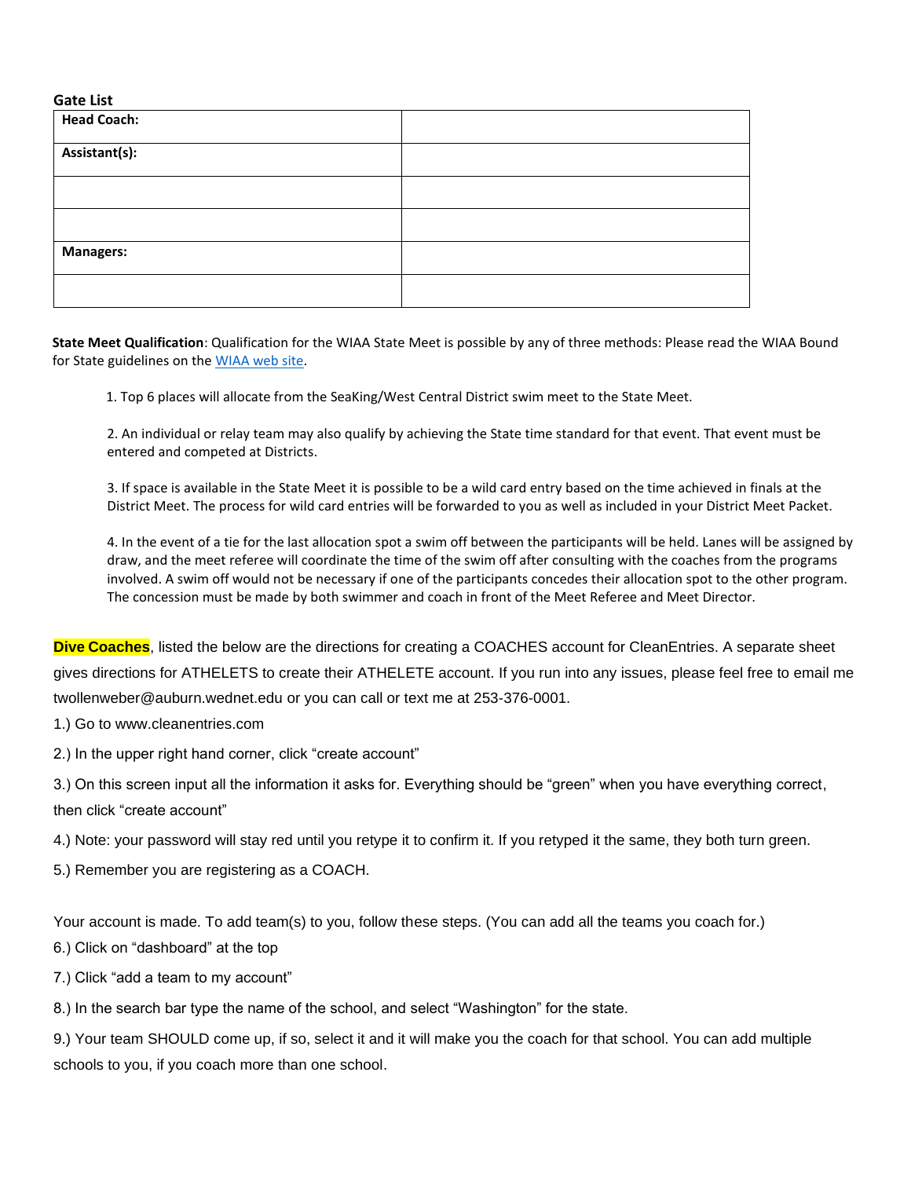**Gate List**

| Head Coach: | |
|---|---|
| Assistant(s): | |
| | |
| | |
| Managers: | |
| | |

**State Meet Qualification**: Qualification for the WIAA State Meet is possible by any of three methods: Please read the WIAA Bound for State guidelines on the WIAA web site.

1. Top 6 places will allocate from the SeaKing/West Central District swim meet to the State Meet.
2. An individual or relay team may also qualify by achieving the State time standard for that event. That event must be entered and competed at Districts.
3. If space is available in the State Meet it is possible to be a wild card entry based on the time achieved in finals at the District Meet. The process for wild card entries will be forwarded to you as well as included in your District Meet Packet.
4. In the event of a tie for the last allocation spot a swim off between the participants will be held. Lanes will be assigned by draw, and the meet referee will coordinate the time of the swim off after consulting with the coaches from the programs involved. A swim off would not be necessary if one of the participants concedes their allocation spot to the other program. The concession must be made by both swimmer and coach in front of the Meet Referee and Meet Director.

**Dive Coaches**, listed the below are the directions for creating a COACHES account for CleanEntries. A separate sheet gives directions for ATHELETS to create their ATHELETE account. If you run into any issues, please feel free to email me twollenweber@auburn.wednet.edu or you can call or text me at 253-376-0001.

1.) Go to www.cleanentries.com

2.) In the upper right hand corner, click "create account"

3.) On this screen input all the information it asks for. Everything should be "green" when you have everything correct, then click "create account"

4.) Note: your password will stay red until you retype it to confirm it. If you retyped it the same, they both turn green.

5.) Remember you are registering as a COACH.

Your account is made. To add team(s) to you, follow these steps. (You can add all the teams you coach for.)

6.) Click on "dashboard" at the top

7.) Click "add a team to my account"

8.) In the search bar type the name of the school, and select "Washington" for the state.

9.) Your team SHOULD come up, if so, select it and it will make you the coach for that school. You can add multiple schools to you, if you coach more than one school.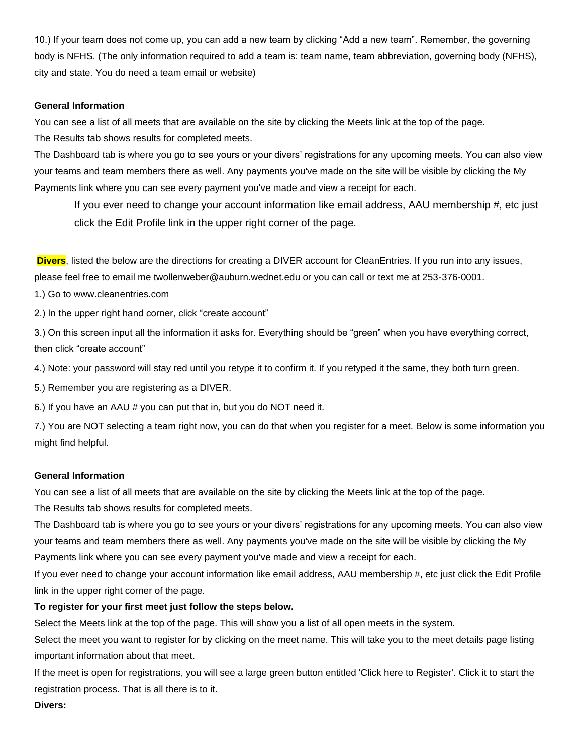10.) If your team does not come up, you can add a new team by clicking “Add a new team”. Remember, the governing body is NFHS. (The only information required to add a team is: team name, team abbreviation, governing body (NFHS), city and state. You do need a team email or website)

**General Information**

You can see a list of all meets that are available on the site by clicking the Meets link at the top of the page.

The Results tab shows results for completed meets.

The Dashboard tab is where you go to see yours or your divers’ registrations for any upcoming meets. You can also view your teams and team members there as well. Any payments you've made on the site will be visible by clicking the My Payments link where you can see every payment you've made and view a receipt for each.

If you ever need to change your account information like email address, AAU membership #, etc just click the Edit Profile link in the upper right corner of the page.

**Divers**, listed the below are the directions for creating a DIVER account for CleanEntries. If you run into any issues, please feel free to email me twollenweber@auburn.wednet.edu or you can call or text me at 253-376-0001.

1.) Go to www.cleanentries.com

2.) In the upper right hand corner, click “create account”

3.) On this screen input all the information it asks for. Everything should be “green” when you have everything correct, then click “create account”

4.) Note: your password will stay red until you retype it to confirm it. If you retyped it the same, they both turn green.

5.) Remember you are registering as a DIVER.

6.) If you have an AAU # you can put that in, but you do NOT need it.

7.) You are NOT selecting a team right now, you can do that when you register for a meet. Below is some information you might find helpful.

**General Information**

You can see a list of all meets that are available on the site by clicking the Meets link at the top of the page.

The Results tab shows results for completed meets.

The Dashboard tab is where you go to see yours or your divers’ registrations for any upcoming meets. You can also view your teams and team members there as well. Any payments you've made on the site will be visible by clicking the My Payments link where you can see every payment you've made and view a receipt for each.

If you ever need to change your account information like email address, AAU membership #, etc just click the Edit Profile link in the upper right corner of the page.

**To register for your first meet just follow the steps below.**

Select the Meets link at the top of the page. This will show you a list of all open meets in the system.

Select the meet you want to register for by clicking on the meet name. This will take you to the meet details page listing important information about that meet.

If the meet is open for registrations, you will see a large green button entitled 'Click here to Register'. Click it to start the registration process. That is all there is to it.

**Divers:**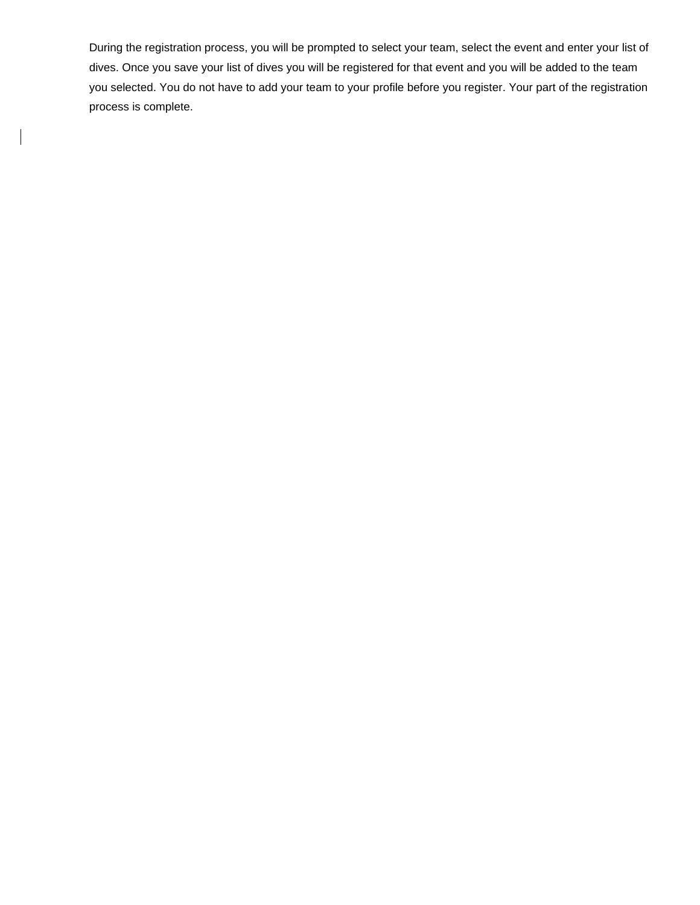During the registration process, you will be prompted to select your team, select the event and enter your list of dives. Once you save your list of dives you will be registered for that event and you will be added to the team you selected. You do not have to add your team to your profile before you register. Your part of the registration process is complete.